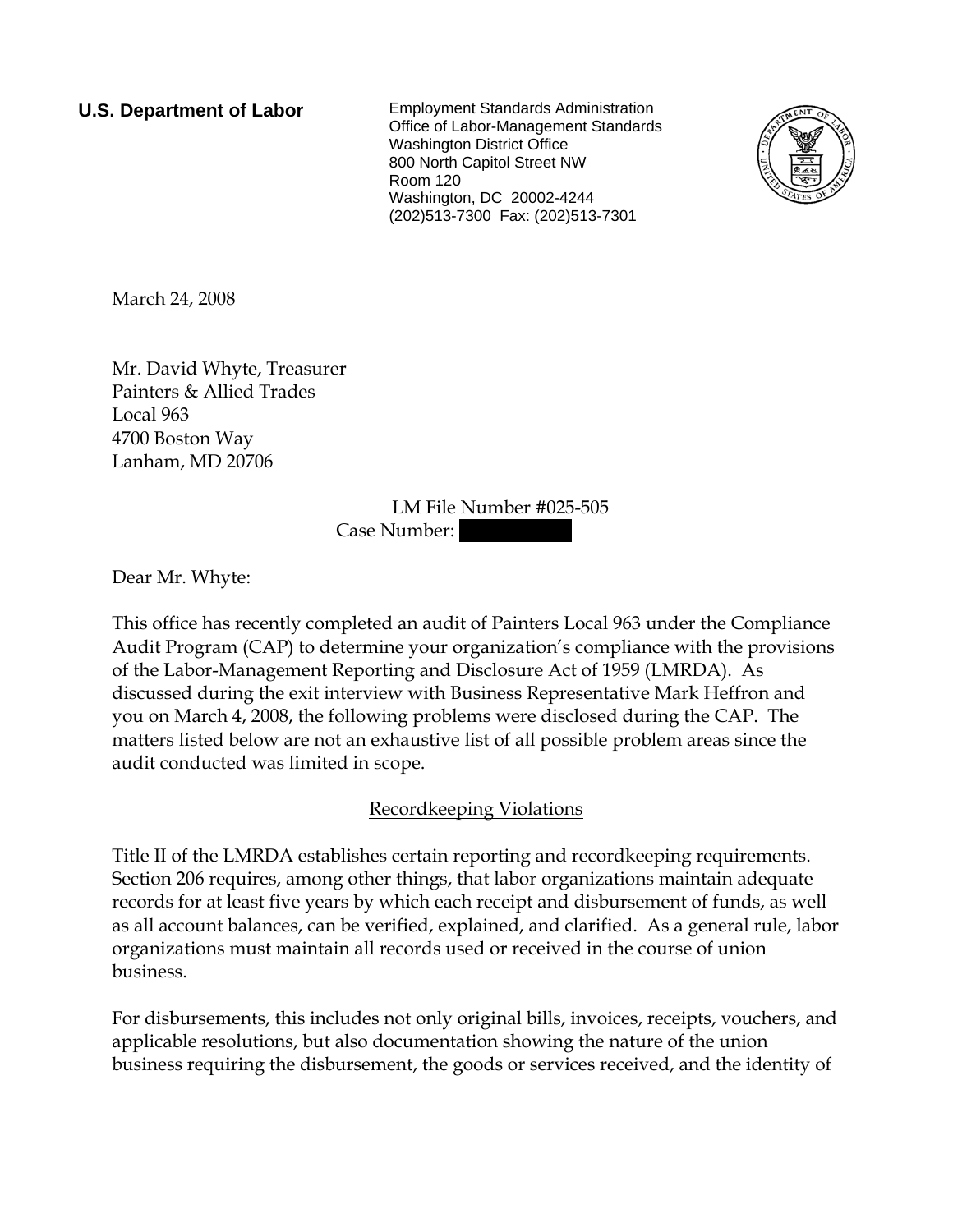**U.S. Department of Labor**

Employment Standards Administration
Office of Labor-Management Standards
Washington District Office
800 North Capitol Street NW
Room 120
Washington, DC 20002-4244
(202)513-7300 Fax: (202)513-7301

March 24, 2008

Mr. David Whyte, Treasurer
Painters & Allied Trades
Local 963
4700 Boston Way
Lanham, MD 20706

LM File Number #025-505
Case Number:

Dear Mr. Whyte:

This office has recently completed an audit of Painters Local 963 under the Compliance Audit Program (CAP) to determine your organization's compliance with the provisions of the Labor-Management Reporting and Disclosure Act of 1959 (LMRDA). As discussed during the exit interview with Business Representative Mark Heffron and you on March 4, 2008, the following problems were disclosed during the CAP. The matters listed below are not an exhaustive list of all possible problem areas since the audit conducted was limited in scope.

## Recordkeeping Violations

Title II of the LMRDA establishes certain reporting and recordkeeping requirements. Section 206 requires, among other things, that labor organizations maintain adequate records for at least five years by which each receipt and disbursement of funds, as well as all account balances, can be verified, explained, and clarified. As a general rule, labor organizations must maintain all records used or received in the course of union business.

For disbursements, this includes not only original bills, invoices, receipts, vouchers, and applicable resolutions, but also documentation showing the nature of the union business requiring the disbursement, the goods or services received, and the identity of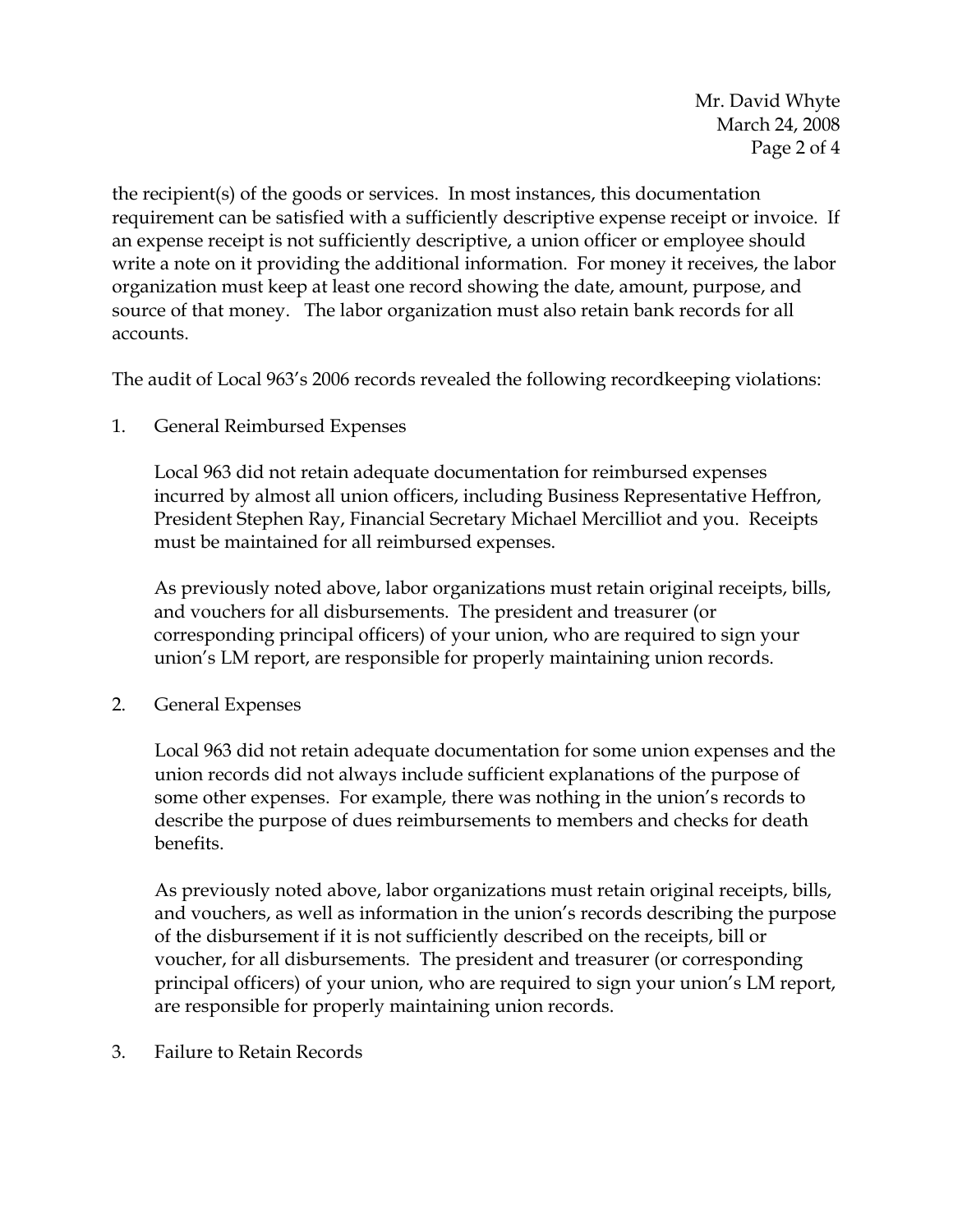the recipient(s) of the goods or services. In most instances, this documentation requirement can be satisfied with a sufficiently descriptive expense receipt or invoice. If an expense receipt is not sufficiently descriptive, a union officer or employee should write a note on it providing the additional information. For money it receives, the labor organization must keep at least one record showing the date, amount, purpose, and source of that money. The labor organization must also retain bank records for all accounts.

The audit of Local 963's 2006 records revealed the following recordkeeping violations:

1. General Reimbursed Expenses

   Local 963 did not retain adequate documentation for reimbursed expenses incurred by almost all union officers, including Business Representative Heffron, President Stephen Ray, Financial Secretary Michael Mercilliot and you. Receipts must be maintained for all reimbursed expenses.

   As previously noted above, labor organizations must retain original receipts, bills, and vouchers for all disbursements. The president and treasurer (or corresponding principal officers) of your union, who are required to sign your union's LM report, are responsible for properly maintaining union records.

2. General Expenses

   Local 963 did not retain adequate documentation for some union expenses and the union records did not always include sufficient explanations of the purpose of some other expenses. For example, there was nothing in the union's records to describe the purpose of dues reimbursements to members and checks for death benefits.

   As previously noted above, labor organizations must retain original receipts, bills, and vouchers, as well as information in the union's records describing the purpose of the disbursement if it is not sufficiently described on the receipts, bill or voucher, for all disbursements. The president and treasurer (or corresponding principal officers) of your union, who are required to sign your union's LM report, are responsible for properly maintaining union records.

3. Failure to Retain Records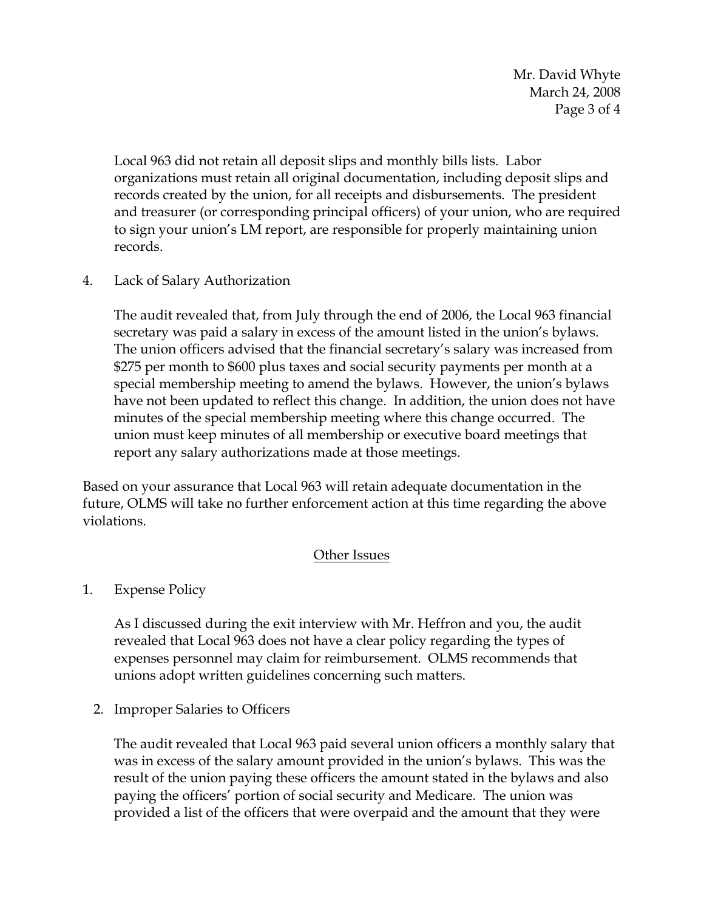Local 963 did not retain all deposit slips and monthly bills lists. Labor organizations must retain all original documentation, including deposit slips and records created by the union, for all receipts and disbursements. The president and treasurer (or corresponding principal officers) of your union, who are required to sign your union's LM report, are responsible for properly maintaining union records.

4. Lack of Salary Authorization

   The audit revealed that, from July through the end of 2006, the Local 963 financial secretary was paid a salary in excess of the amount listed in the union's bylaws. The union officers advised that the financial secretary's salary was increased from $275 per month to $600 plus taxes and social security payments per month at a special membership meeting to amend the bylaws. However, the union's bylaws have not been updated to reflect this change. In addition, the union does not have minutes of the special membership meeting where this change occurred. The union must keep minutes of all membership or executive board meetings that report any salary authorizations made at those meetings.

Based on your assurance that Local 963 will retain adequate documentation in the future, OLMS will take no further enforcement action at this time regarding the above violations.

## Other Issues

1. Expense Policy

   As I discussed during the exit interview with Mr. Heffron and you, the audit revealed that Local 963 does not have a clear policy regarding the types of expenses personnel may claim for reimbursement. OLMS recommends that unions adopt written guidelines concerning such matters.

2. Improper Salaries to Officers

   The audit revealed that Local 963 paid several union officers a monthly salary that was in excess of the salary amount provided in the union's bylaws. This was the result of the union paying these officers the amount stated in the bylaws and also paying the officers' portion of social security and Medicare. The union was provided a list of the officers that were overpaid and the amount that they were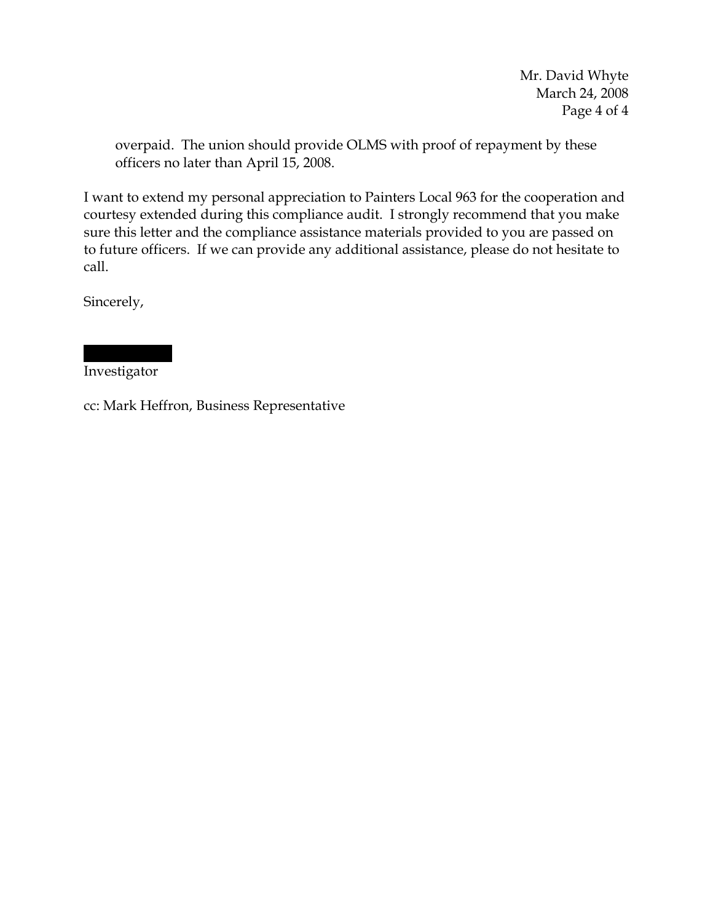overpaid. The union should provide OLMS with proof of repayment by these officers no later than April 15, 2008.

I want to extend my personal appreciation to Painters Local 963 for the cooperation and courtesy extended during this compliance audit. I strongly recommend that you make sure this letter and the compliance assistance materials provided to you are passed on to future officers. If we can provide any additional assistance, please do not hesitate to call.

Sincerely,

Investigator

cc: Mark Heffron, Business Representative